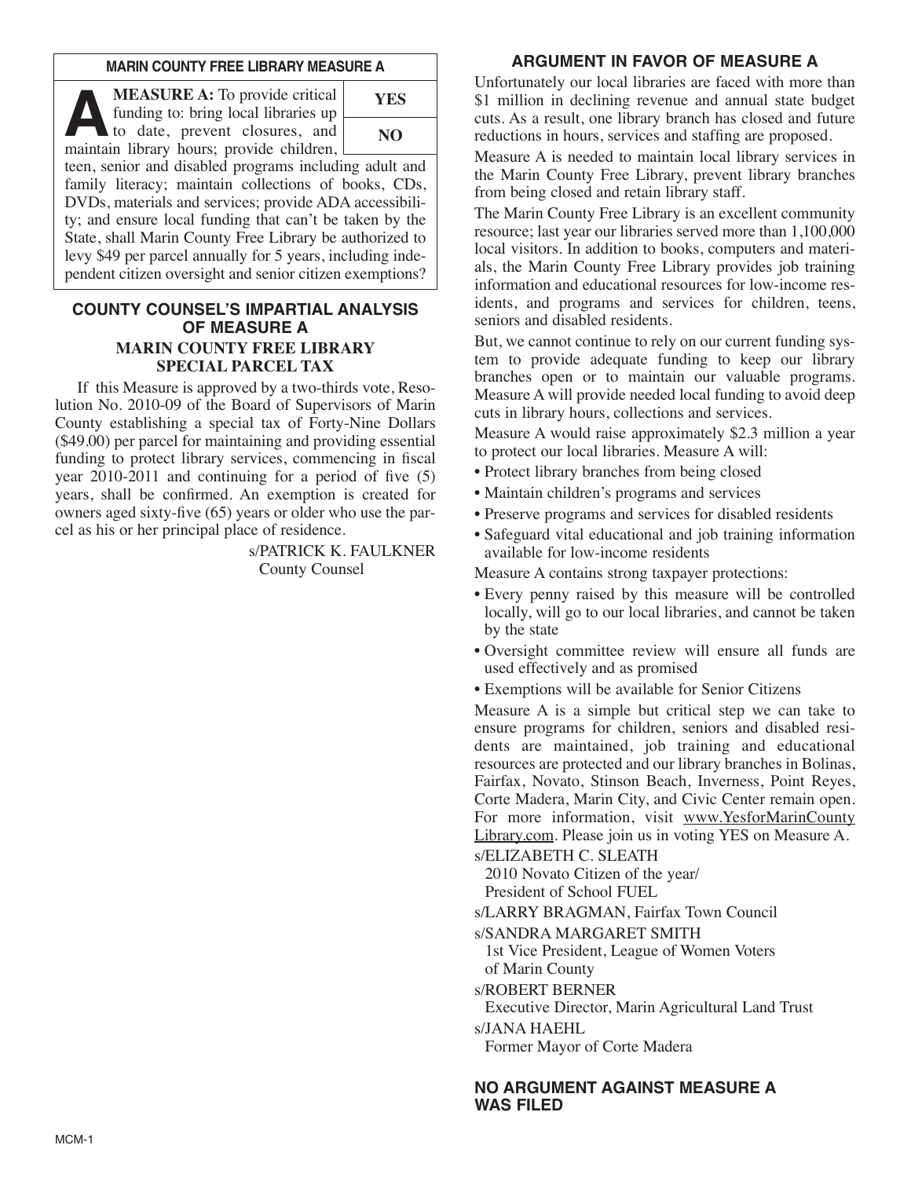## MARIN COUNTY FREE LIBRARY MEASURE A

**A** **MEASURE A:** To provide critical funding to: bring local libraries up to date, prevent closures, and maintain library hours; provide children, teen, senior and disabled programs including adult and family literacy; maintain collections of books, CDs, DVDs, materials and services; provide ADA accessibility; and ensure local funding that can't be taken by the State, shall Marin County Free Library be authorized to levy $49 per parcel annually for 5 years, including independent citizen oversight and senior citizen exemptions?

| **YES** |
|---|
| **NO** |

## COUNTY COUNSEL'S IMPARTIAL ANALYSIS OF MEASURE A

### MARIN COUNTY FREE LIBRARY SPECIAL PARCEL TAX

If this Measure is approved by a two-thirds vote, Resolution No. 2010-09 of the Board of Supervisors of Marin County establishing a special tax of Forty-Nine Dollars ($49.00) per parcel for maintaining and providing essential funding to protect library services, commencing in fiscal year 2010-2011 and continuing for a period of five (5) years, shall be confirmed. An exemption is created for owners aged sixty-five (65) years or older who use the parcel as his or her principal place of residence.

s/PATRICK K. FAULKNER
County Counsel

## ARGUMENT IN FAVOR OF MEASURE A

Unfortunately our local libraries are faced with more than $1 million in declining revenue and annual state budget cuts. As a result, one library branch has closed and future reductions in hours, services and staffing are proposed.

Measure A is needed to maintain local library services in the Marin County Free Library, prevent library branches from being closed and retain library staff.

The Marin County Free Library is an excellent community resource; last year our libraries served more than 1,100,000 local visitors. In addition to books, computers and materials, the Marin County Free Library provides job training information and educational resources for low-income residents, and programs and services for children, teens, seniors and disabled residents.

But, we cannot continue to rely on our current funding system to provide adequate funding to keep our library branches open or to maintain our valuable programs. Measure A will provide needed local funding to avoid deep cuts in library hours, collections and services.

Measure A would raise approximately $2.3 million a year to protect our local libraries. Measure A will:

- Protect library branches from being closed
- Maintain children's programs and services
- Preserve programs and services for disabled residents
- Safeguard vital educational and job training information available for low-income residents

Measure A contains strong taxpayer protections:

- Every penny raised by this measure will be controlled locally, will go to our local libraries, and cannot be taken by the state
- Oversight committee review will ensure all funds are used effectively and as promised
- Exemptions will be available for Senior Citizens

Measure A is a simple but critical step we can take to ensure programs for children, seniors and disabled residents are maintained, job training and educational resources are protected and our library branches in Bolinas, Fairfax, Novato, Stinson Beach, Inverness, Point Reyes, Corte Madera, Marin City, and Civic Center remain open. For more information, visit www.YesforMarinCountyLibrary.com. Please join us in voting YES on Measure A.

s/ELIZABETH C. SLEATH
2010 Novato Citizen of the year/
President of School FUEL

s/LARRY BRAGMAN, Fairfax Town Council

s/SANDRA MARGARET SMITH
1st Vice President, League of Women Voters of Marin County

s/ROBERT BERNER
Executive Director, Marin Agricultural Land Trust

s/JANA HAEHL
Former Mayor of Corte Madera

## NO ARGUMENT AGAINST MEASURE A WAS FILED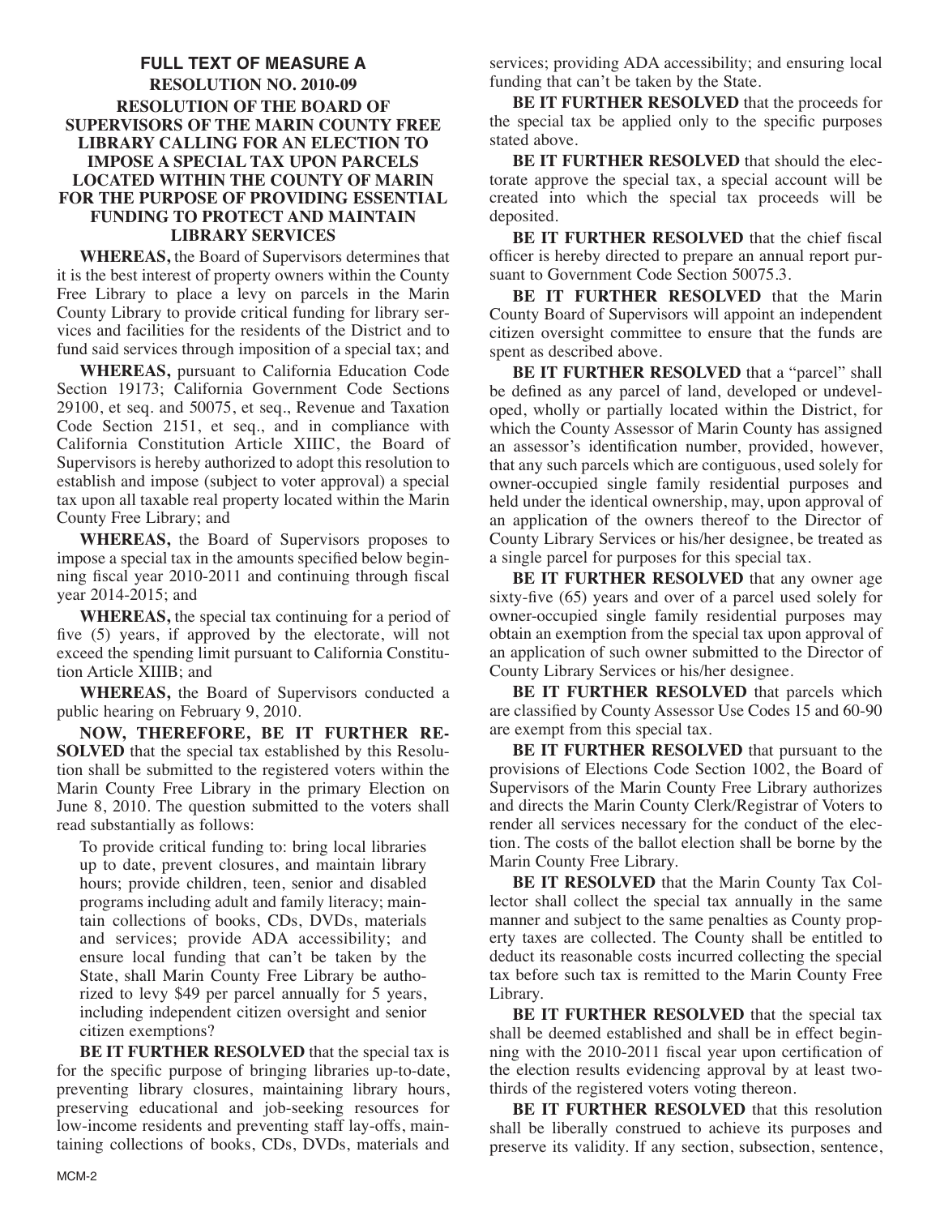## FULL TEXT OF MEASURE A

### RESOLUTION NO. 2010-09

### RESOLUTION OF THE BOARD OF SUPERVISORS OF THE MARIN COUNTY FREE LIBRARY CALLING FOR AN ELECTION TO IMPOSE A SPECIAL TAX UPON PARCELS LOCATED WITHIN THE COUNTY OF MARIN FOR THE PURPOSE OF PROVIDING ESSENTIAL FUNDING TO PROTECT AND MAINTAIN LIBRARY SERVICES

**WHEREAS,** the Board of Supervisors determines that it is the best interest of property owners within the County Free Library to place a levy on parcels in the Marin County Library to provide critical funding for library services and facilities for the residents of the District and to fund said services through imposition of a special tax; and

**WHEREAS,** pursuant to California Education Code Section 19173; California Government Code Sections 29100, et seq. and 50075, et seq., Revenue and Taxation Code Section 2151, et seq., and in compliance with California Constitution Article XIIIC, the Board of Supervisors is hereby authorized to adopt this resolution to establish and impose (subject to voter approval) a special tax upon all taxable real property located within the Marin County Free Library; and

**WHEREAS,** the Board of Supervisors proposes to impose a special tax in the amounts specified below beginning fiscal year 2010-2011 and continuing through fiscal year 2014-2015; and

**WHEREAS,** the special tax continuing for a period of five (5) years, if approved by the electorate, will not exceed the spending limit pursuant to California Constitution Article XIIIB; and

**WHEREAS,** the Board of Supervisors conducted a public hearing on February 9, 2010.

**NOW, THEREFORE, BE IT FURTHER RESOLVED** that the special tax established by this Resolution shall be submitted to the registered voters within the Marin County Free Library in the primary Election on June 8, 2010. The question submitted to the voters shall read substantially as follows:

> To provide critical funding to: bring local libraries up to date, prevent closures, and maintain library hours; provide children, teen, senior and disabled programs including adult and family literacy; maintain collections of books, CDs, DVDs, materials and services; provide ADA accessibility; and ensure local funding that can't be taken by the State, shall Marin County Free Library be authorized to levy $49 per parcel annually for 5 years, including independent citizen oversight and senior citizen exemptions?

**BE IT FURTHER RESOLVED** that the special tax is for the specific purpose of bringing libraries up-to-date, preventing library closures, maintaining library hours, preserving educational and job-seeking resources for low-income residents and preventing staff lay-offs, maintaining collections of books, CDs, DVDs, materials and services; providing ADA accessibility; and ensuring local funding that can't be taken by the State.

**BE IT FURTHER RESOLVED** that the proceeds for the special tax be applied only to the specific purposes stated above.

**BE IT FURTHER RESOLVED** that should the electorate approve the special tax, a special account will be created into which the special tax proceeds will be deposited.

**BE IT FURTHER RESOLVED** that the chief fiscal officer is hereby directed to prepare an annual report pursuant to Government Code Section 50075.3.

**BE IT FURTHER RESOLVED** that the Marin County Board of Supervisors will appoint an independent citizen oversight committee to ensure that the funds are spent as described above.

**BE IT FURTHER RESOLVED** that a "parcel" shall be defined as any parcel of land, developed or undeveloped, wholly or partially located within the District, for which the County Assessor of Marin County has assigned an assessor's identification number, provided, however, that any such parcels which are contiguous, used solely for owner-occupied single family residential purposes and held under the identical ownership, may, upon approval of an application of the owners thereof to the Director of County Library Services or his/her designee, be treated as a single parcel for purposes for this special tax.

**BE IT FURTHER RESOLVED** that any owner age sixty-five (65) years and over of a parcel used solely for owner-occupied single family residential purposes may obtain an exemption from the special tax upon approval of an application of such owner submitted to the Director of County Library Services or his/her designee.

**BE IT FURTHER RESOLVED** that parcels which are classified by County Assessor Use Codes 15 and 60-90 are exempt from this special tax.

**BE IT FURTHER RESOLVED** that pursuant to the provisions of Elections Code Section 1002, the Board of Supervisors of the Marin County Free Library authorizes and directs the Marin County Clerk/Registrar of Voters to render all services necessary for the conduct of the election. The costs of the ballot election shall be borne by the Marin County Free Library.

**BE IT RESOLVED** that the Marin County Tax Collector shall collect the special tax annually in the same manner and subject to the same penalties as County property taxes are collected. The County shall be entitled to deduct its reasonable costs incurred collecting the special tax before such tax is remitted to the Marin County Free Library.

**BE IT FURTHER RESOLVED** that the special tax shall be deemed established and shall be in effect beginning with the 2010-2011 fiscal year upon certification of the election results evidencing approval by at least two-thirds of the registered voters voting thereon.

**BE IT FURTHER RESOLVED** that this resolution shall be liberally construed to achieve its purposes and preserve its validity. If any section, subsection, sentence,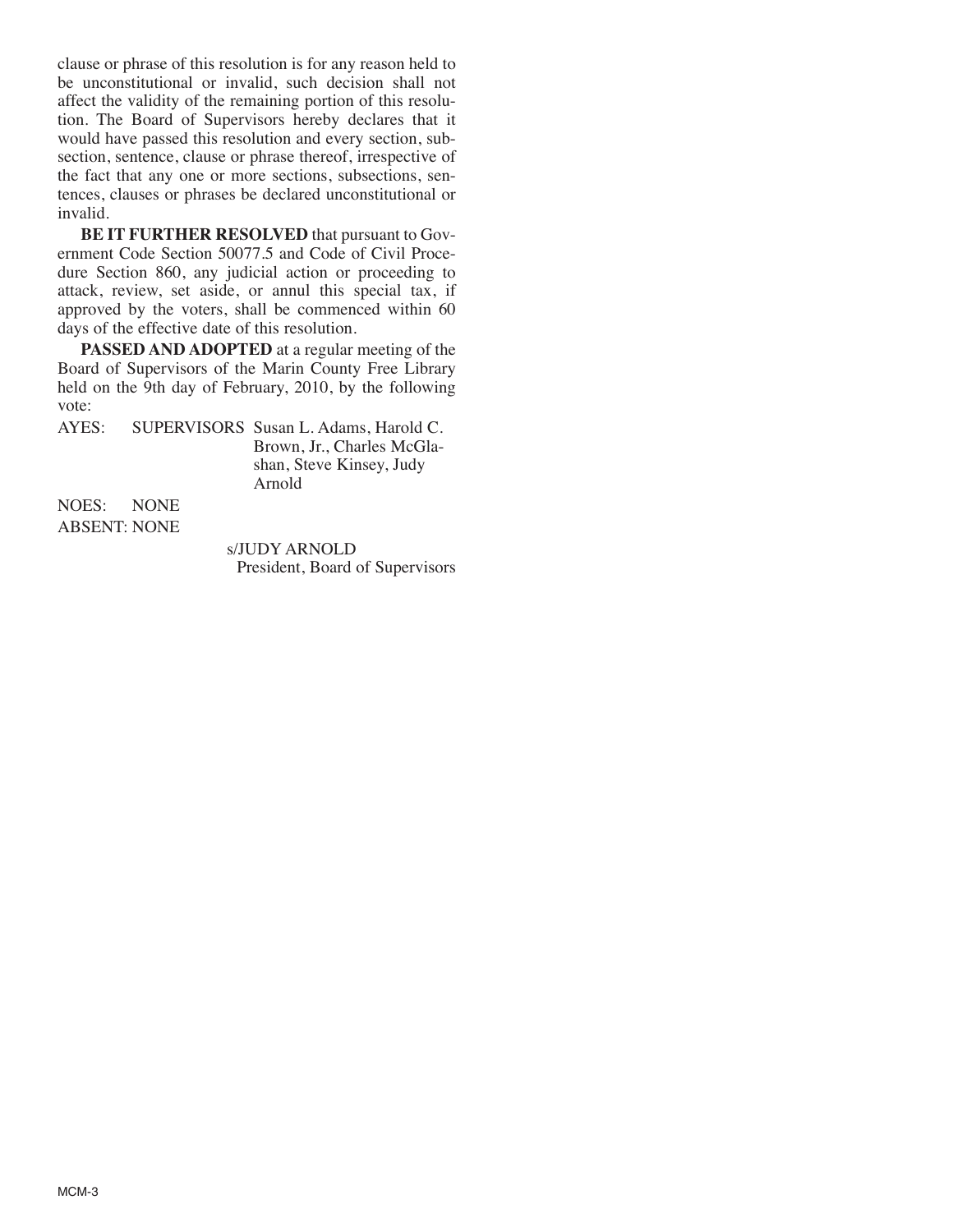clause or phrase of this resolution is for any reason held to be unconstitutional or invalid, such decision shall not affect the validity of the remaining portion of this resolution. The Board of Supervisors hereby declares that it would have passed this resolution and every section, subsection, sentence, clause or phrase thereof, irrespective of the fact that any one or more sections, subsections, sentences, clauses or phrases be declared unconstitutional or invalid.

**BE IT FURTHER RESOLVED** that pursuant to Government Code Section 50077.5 and Code of Civil Procedure Section 860, any judicial action or proceeding to attack, review, set aside, or annul this special tax, if approved by the voters, shall be commenced within 60 days of the effective date of this resolution.

**PASSED AND ADOPTED** at a regular meeting of the Board of Supervisors of the Marin County Free Library held on the 9th day of February, 2010, by the following vote:

AYES: SUPERVISORS Susan L. Adams, Harold C. Brown, Jr., Charles McGlashan, Steve Kinsey, Judy Arnold

NOES: NONE

ABSENT: NONE

s/JUDY ARNOLD
President, Board of Supervisors

MCM-3